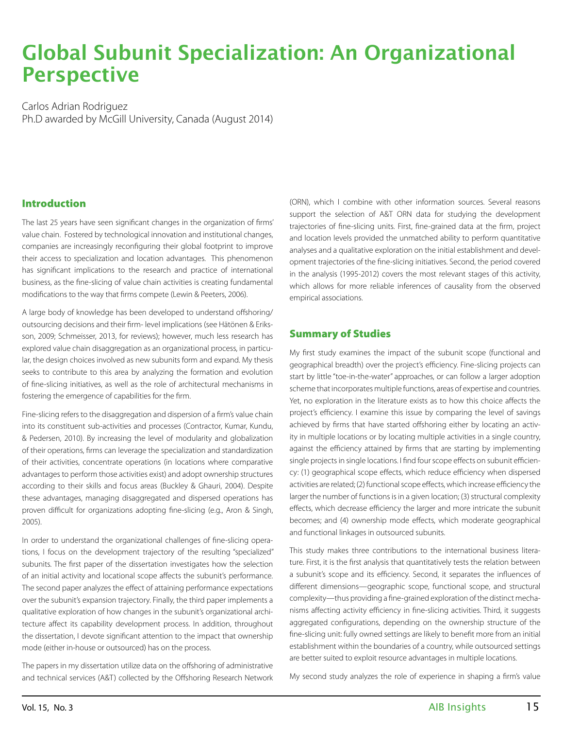# Global Subunit Specialization: An Organizational Perspective

Carlos Adrian Rodriguez
Ph.D awarded by McGill University, Canada (August 2014)

## Introduction

The last 25 years have seen significant changes in the organization of firms' value chain. Fostered by technological innovation and institutional changes, companies are increasingly reconfiguring their global footprint to improve their access to specialization and location advantages. This phenomenon has significant implications to the research and practice of international business, as the fine-slicing of value chain activities is creating fundamental modifications to the way that firms compete (Lewin & Peeters, 2006).

A large body of knowledge has been developed to understand offshoring/outsourcing decisions and their firm- level implications (see Hätönen & Eriksson, 2009; Schmeisser, 2013, for reviews); however, much less research has explored value chain disaggregation as an organizational process, in particular, the design choices involved as new subunits form and expand. My thesis seeks to contribute to this area by analyzing the formation and evolution of fine-slicing initiatives, as well as the role of architectural mechanisms in fostering the emergence of capabilities for the firm.

Fine-slicing refers to the disaggregation and dispersion of a firm's value chain into its constituent sub-activities and processes (Contractor, Kumar, Kundu, & Pedersen, 2010). By increasing the level of modularity and globalization of their operations, firms can leverage the specialization and standardization of their activities, concentrate operations (in locations where comparative advantages to perform those activities exist) and adopt ownership structures according to their skills and focus areas (Buckley & Ghauri, 2004). Despite these advantages, managing disaggregated and dispersed operations has proven difficult for organizations adopting fine-slicing (e.g., Aron & Singh, 2005).

In order to understand the organizational challenges of fine-slicing operations, I focus on the development trajectory of the resulting "specialized" subunits. The first paper of the dissertation investigates how the selection of an initial activity and locational scope affects the subunit's performance. The second paper analyzes the effect of attaining performance expectations over the subunit's expansion trajectory. Finally, the third paper implements a qualitative exploration of how changes in the subunit's organizational architecture affect its capability development process. In addition, throughout the dissertation, I devote significant attention to the impact that ownership mode (either in-house or outsourced) has on the process.

The papers in my dissertation utilize data on the offshoring of administrative and technical services (A&T) collected by the Offshoring Research Network (ORN), which I combine with other information sources. Several reasons support the selection of A&T ORN data for studying the development trajectories of fine-slicing units. First, fine-grained data at the firm, project and location levels provided the unmatched ability to perform quantitative analyses and a qualitative exploration on the initial establishment and development trajectories of the fine-slicing initiatives. Second, the period covered in the analysis (1995-2012) covers the most relevant stages of this activity, which allows for more reliable inferences of causality from the observed empirical associations.

## Summary of Studies

My first study examines the impact of the subunit scope (functional and geographical breadth) over the project's efficiency. Fine-slicing projects can start by little "toe-in-the-water" approaches, or can follow a larger adoption scheme that incorporates multiple functions, areas of expertise and countries. Yet, no exploration in the literature exists as to how this choice affects the project's efficiency. I examine this issue by comparing the level of savings achieved by firms that have started offshoring either by locating an activity in multiple locations or by locating multiple activities in a single country, against the efficiency attained by firms that are starting by implementing single projects in single locations. I find four scope effects on subunit efficiency: (1) geographical scope effects, which reduce efficiency when dispersed activities are related; (2) functional scope effects, which increase efficiency the larger the number of functions is in a given location; (3) structural complexity effects, which decrease efficiency the larger and more intricate the subunit becomes; and (4) ownership mode effects, which moderate geographical and functional linkages in outsourced subunits.

This study makes three contributions to the international business literature. First, it is the first analysis that quantitatively tests the relation between a subunit's scope and its efficiency. Second, it separates the influences of different dimensions—geographic scope, functional scope, and structural complexity—thus providing a fine-grained exploration of the distinct mechanisms affecting activity efficiency in fine-slicing activities. Third, it suggests aggregated configurations, depending on the ownership structure of the fine-slicing unit: fully owned settings are likely to benefit more from an initial establishment within the boundaries of a country, while outsourced settings are better suited to exploit resource advantages in multiple locations.

My second study analyzes the role of experience in shaping a firm's value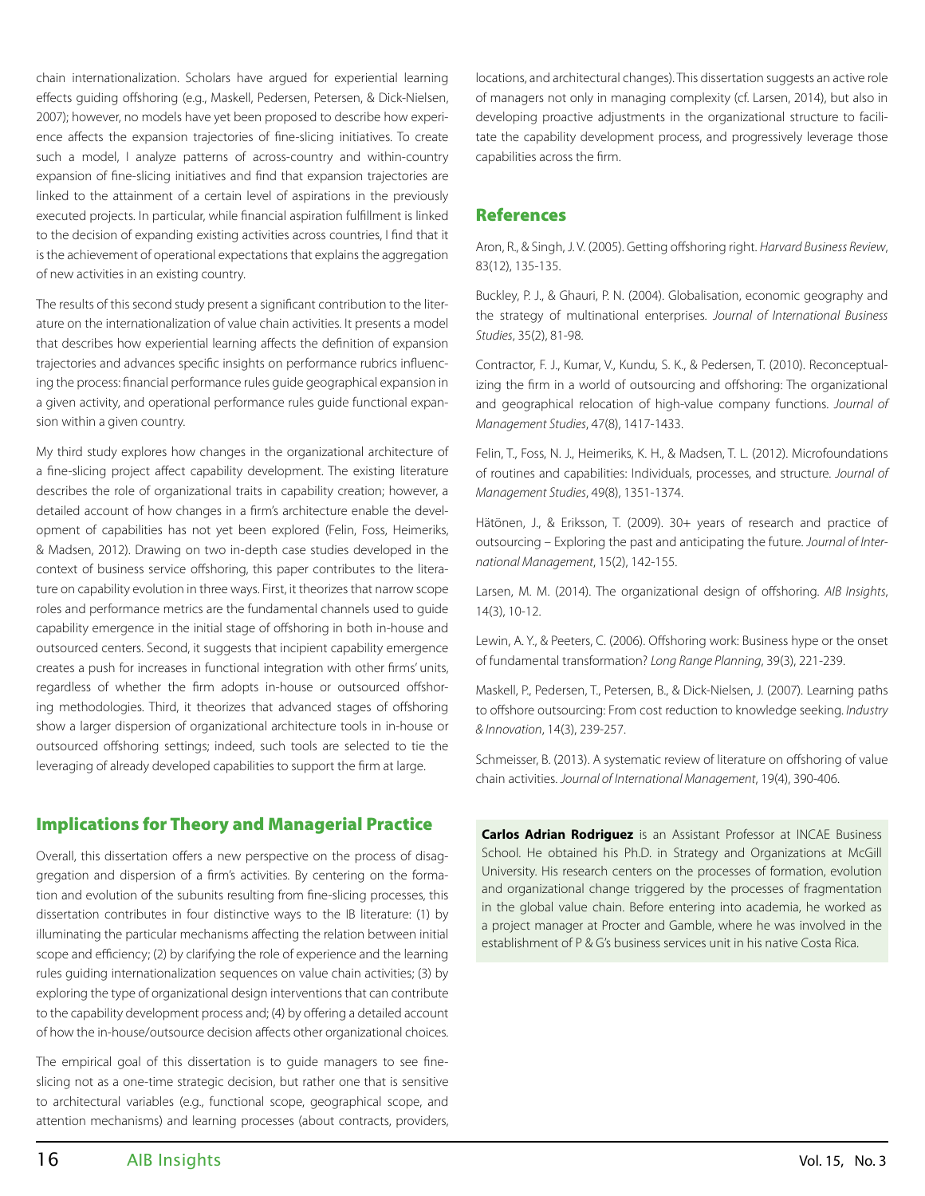chain internationalization. Scholars have argued for experiential learning effects guiding offshoring (e.g., Maskell, Pedersen, Petersen, & Dick-Nielsen, 2007); however, no models have yet been proposed to describe how experience affects the expansion trajectories of fine-slicing initiatives. To create such a model, I analyze patterns of across-country and within-country expansion of fine-slicing initiatives and find that expansion trajectories are linked to the attainment of a certain level of aspirations in the previously executed projects. In particular, while financial aspiration fulfillment is linked to the decision of expanding existing activities across countries, I find that it is the achievement of operational expectations that explains the aggregation of new activities in an existing country.

The results of this second study present a significant contribution to the literature on the internationalization of value chain activities. It presents a model that describes how experiential learning affects the definition of expansion trajectories and advances specific insights on performance rubrics influencing the process: financial performance rules guide geographical expansion in a given activity, and operational performance rules guide functional expansion within a given country.

My third study explores how changes in the organizational architecture of a fine-slicing project affect capability development. The existing literature describes the role of organizational traits in capability creation; however, a detailed account of how changes in a firm's architecture enable the development of capabilities has not yet been explored (Felin, Foss, Heimeriks, & Madsen, 2012). Drawing on two in-depth case studies developed in the context of business service offshoring, this paper contributes to the literature on capability evolution in three ways. First, it theorizes that narrow scope roles and performance metrics are the fundamental channels used to guide capability emergence in the initial stage of offshoring in both in-house and outsourced centers. Second, it suggests that incipient capability emergence creates a push for increases in functional integration with other firms' units, regardless of whether the firm adopts in-house or outsourced offshoring methodologies. Third, it theorizes that advanced stages of offshoring show a larger dispersion of organizational architecture tools in in-house or outsourced offshoring settings; indeed, such tools are selected to tie the leveraging of already developed capabilities to support the firm at large.

## Implications for Theory and Managerial Practice

Overall, this dissertation offers a new perspective on the process of disaggregation and dispersion of a firm's activities. By centering on the formation and evolution of the subunits resulting from fine-slicing processes, this dissertation contributes in four distinctive ways to the IB literature: (1) by illuminating the particular mechanisms affecting the relation between initial scope and efficiency; (2) by clarifying the role of experience and the learning rules guiding internationalization sequences on value chain activities; (3) by exploring the type of organizational design interventions that can contribute to the capability development process and; (4) by offering a detailed account of how the in-house/outsource decision affects other organizational choices.

The empirical goal of this dissertation is to guide managers to see fine-slicing not as a one-time strategic decision, but rather one that is sensitive to architectural variables (e.g., functional scope, geographical scope, and attention mechanisms) and learning processes (about contracts, providers, locations, and architectural changes). This dissertation suggests an active role of managers not only in managing complexity (cf. Larsen, 2014), but also in developing proactive adjustments in the organizational structure to facilitate the capability development process, and progressively leverage those capabilities across the firm.

## References

Aron, R., & Singh, J. V. (2005). Getting offshoring right. *Harvard Business Review*, 83(12), 135-135.

Buckley, P. J., & Ghauri, P. N. (2004). Globalisation, economic geography and the strategy of multinational enterprises. *Journal of International Business Studies*, 35(2), 81-98.

Contractor, F. J., Kumar, V., Kundu, S. K., & Pedersen, T. (2010). Reconceptualizing the firm in a world of outsourcing and offshoring: The organizational and geographical relocation of high-value company functions. *Journal of Management Studies*, 47(8), 1417-1433.

Felin, T., Foss, N. J., Heimeriks, K. H., & Madsen, T. L. (2012). Microfoundations of routines and capabilities: Individuals, processes, and structure. *Journal of Management Studies*, 49(8), 1351-1374.

Hätönen, J., & Eriksson, T. (2009). 30+ years of research and practice of outsourcing – Exploring the past and anticipating the future. *Journal of International Management*, 15(2), 142-155.

Larsen, M. M. (2014). The organizational design of offshoring. *AIB Insights*, 14(3), 10-12.

Lewin, A. Y., & Peeters, C. (2006). Offshoring work: Business hype or the onset of fundamental transformation? *Long Range Planning*, 39(3), 221-239.

Maskell, P., Pedersen, T., Petersen, B., & Dick-Nielsen, J. (2007). Learning paths to offshore outsourcing: From cost reduction to knowledge seeking. *Industry & Innovation*, 14(3), 239-257.

Schmeisser, B. (2013). A systematic review of literature on offshoring of value chain activities. *Journal of International Management*, 19(4), 390-406.

**Carlos Adrian Rodriguez** is an Assistant Professor at INCAE Business School. He obtained his Ph.D. in Strategy and Organizations at McGill University. His research centers on the processes of formation, evolution and organizational change triggered by the processes of fragmentation in the global value chain. Before entering into academia, he worked as a project manager at Procter and Gamble, where he was involved in the establishment of P & G's business services unit in his native Costa Rica.